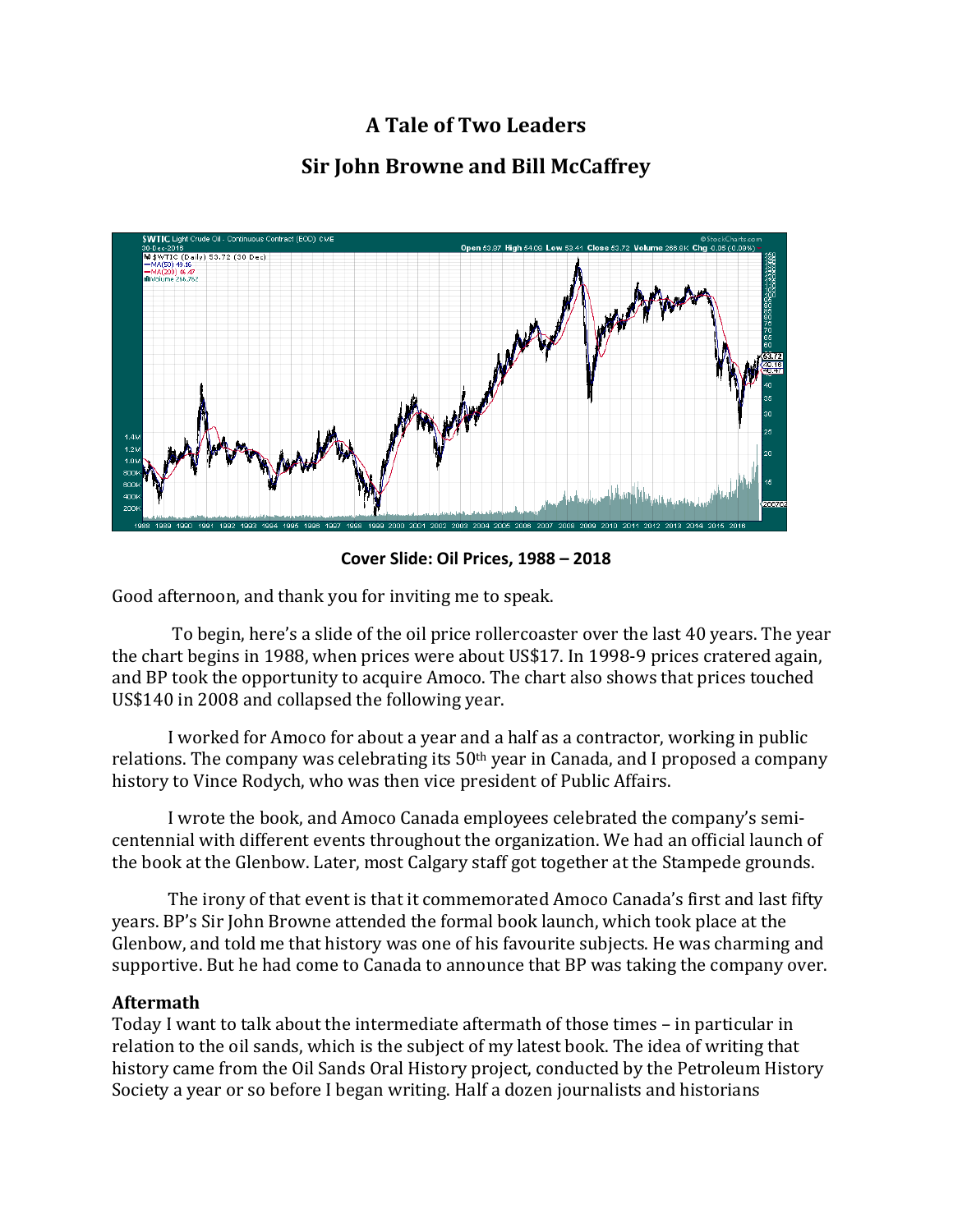# A Tale of Two Leaders

## Sir John Browne and Bill McCaffrey

**Cover Slide: Oil Prices, 1988 – 2018**

Good afternoon, and thank you for inviting me to speak.

To begin, here's a slide of the oil price rollercoaster over the last 40 years. The year the chart begins in 1988, when prices were about US$17. In 1998-9 prices cratered again, and BP took the opportunity to acquire Amoco. The chart also shows that prices touched US$140 in 2008 and collapsed the following year.

I worked for Amoco for about a year and a half as a contractor, working in public relations. The company was celebrating its 50th year in Canada, and I proposed a company history to Vince Rodych, who was then vice president of Public Affairs.

I wrote the book, and Amoco Canada employees celebrated the company's semi-centennial with different events throughout the organization. We had an official launch of the book at the Glenbow. Later, most Calgary staff got together at the Stampede grounds.

The irony of that event is that it commemorated Amoco Canada's first and last fifty years. BP's Sir John Browne attended the formal book launch, which took place at the Glenbow, and told me that history was one of his favourite subjects. He was charming and supportive. But he had come to Canada to announce that BP was taking the company over.

### Aftermath

Today I want to talk about the intermediate aftermath of those times – in particular in relation to the oil sands, which is the subject of my latest book. The idea of writing that history came from the Oil Sands Oral History project, conducted by the Petroleum History Society a year or so before I began writing. Half a dozen journalists and historians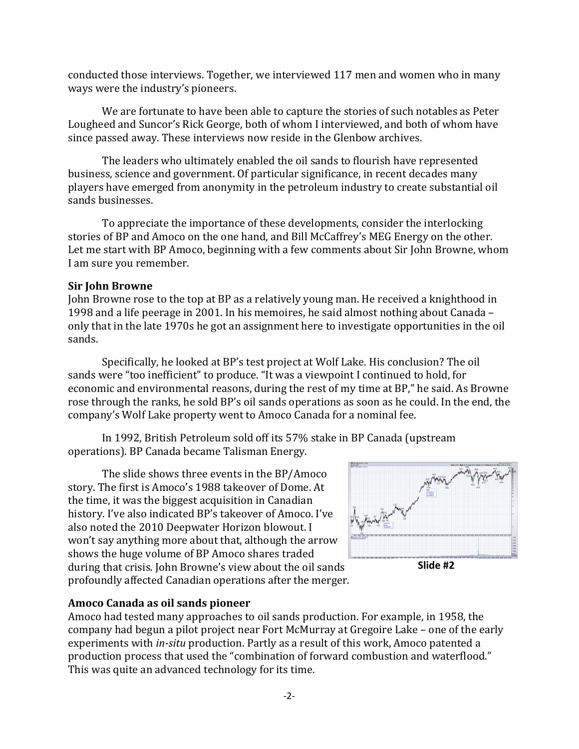conducted those interviews. Together, we interviewed 117 men and women who in many ways were the industry's pioneers.

We are fortunate to have been able to capture the stories of such notables as Peter Lougheed and Suncor's Rick George, both of whom I interviewed, and both of whom have since passed away. These interviews now reside in the Glenbow archives.

The leaders who ultimately enabled the oil sands to flourish have represented business, science and government. Of particular significance, in recent decades many players have emerged from anonymity in the petroleum industry to create substantial oil sands businesses.

To appreciate the importance of these developments, consider the interlocking stories of BP and Amoco on the one hand, and Bill McCaffrey's MEG Energy on the other. Let me start with BP Amoco, beginning with a few comments about Sir John Browne, whom I am sure you remember.

**Sir John Browne**

John Browne rose to the top at BP as a relatively young man. He received a knighthood in 1998 and a life peerage in 2001. In his memoires, he said almost nothing about Canada – only that in the late 1970s he got an assignment here to investigate opportunities in the oil sands.

Specifically, he looked at BP's test project at Wolf Lake. His conclusion? The oil sands were "too inefficient" to produce. "It was a viewpoint I continued to hold, for economic and environmental reasons, during the rest of my time at BP," he said. As Browne rose through the ranks, he sold BP's oil sands operations as soon as he could. In the end, the company's Wolf Lake property went to Amoco Canada for a nominal fee.

In 1992, British Petroleum sold off its 57% stake in BP Canada (upstream operations). BP Canada became Talisman Energy.

The slide shows three events in the BP/Amoco story. The first is Amoco's 1988 takeover of Dome. At the time, it was the biggest acquisition in Canadian history. I've also indicated BP's takeover of Amoco. I've also noted the 2010 Deepwater Horizon blowout. I won't say anything more about that, although the arrow shows the huge volume of BP Amoco shares traded during that crisis. John Browne's view about the oil sands profoundly affected Canadian operations after the merger.

**Slide #2**

**Amoco Canada as oil sands pioneer**

Amoco had tested many approaches to oil sands production. For example, in 1958, the company had begun a pilot project near Fort McMurray at Gregoire Lake – one of the early experiments with *in-situ* production. Partly as a result of this work, Amoco patented a production process that used the "combination of forward combustion and waterflood." This was quite an advanced technology for its time.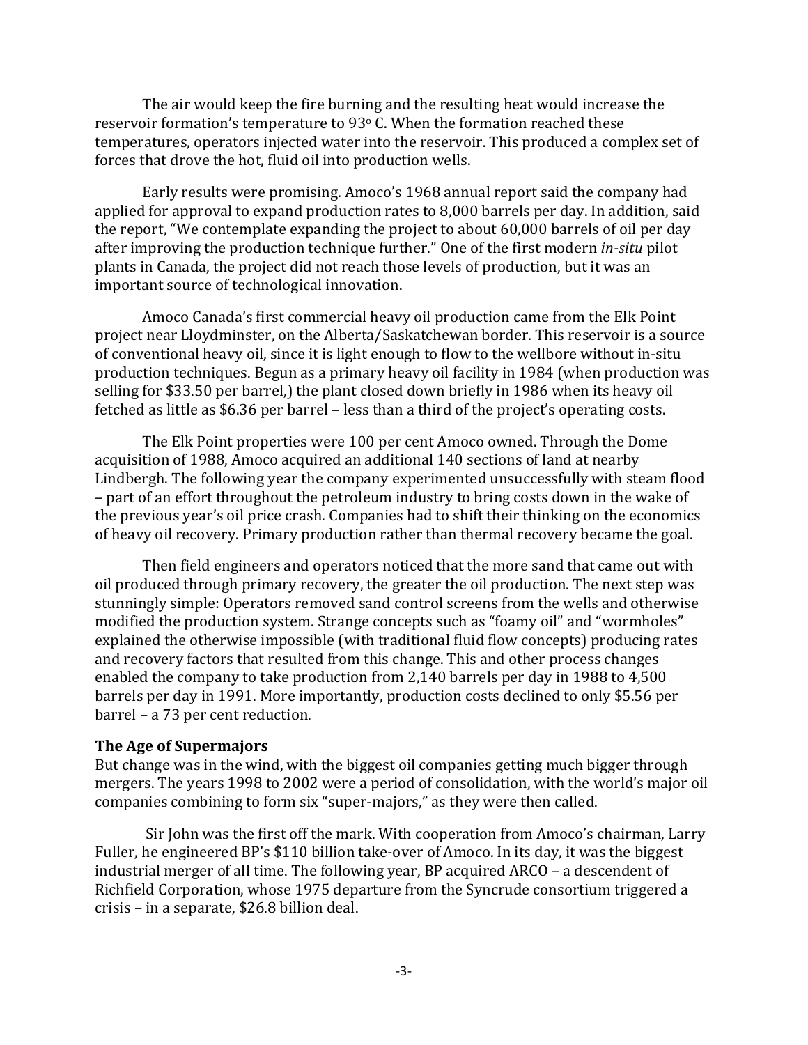The air would keep the fire burning and the resulting heat would increase the reservoir formation's temperature to 93$^{o}$ C. When the formation reached these temperatures, operators injected water into the reservoir. This produced a complex set of forces that drove the hot, fluid oil into production wells.

Early results were promising. Amoco's 1968 annual report said the company had applied for approval to expand production rates to 8,000 barrels per day. In addition, said the report, "We contemplate expanding the project to about 60,000 barrels of oil per day after improving the production technique further." One of the first modern *in-situ* pilot plants in Canada, the project did not reach those levels of production, but it was an important source of technological innovation.

Amoco Canada's first commercial heavy oil production came from the Elk Point project near Lloydminster, on the Alberta/Saskatchewan border. This reservoir is a source of conventional heavy oil, since it is light enough to flow to the wellbore without in-situ production techniques. Begun as a primary heavy oil facility in 1984 (when production was selling for $33.50 per barrel,) the plant closed down briefly in 1986 when its heavy oil fetched as little as $6.36 per barrel – less than a third of the project's operating costs.

The Elk Point properties were 100 per cent Amoco owned. Through the Dome acquisition of 1988, Amoco acquired an additional 140 sections of land at nearby Lindbergh. The following year the company experimented unsuccessfully with steam flood – part of an effort throughout the petroleum industry to bring costs down in the wake of the previous year's oil price crash. Companies had to shift their thinking on the economics of heavy oil recovery. Primary production rather than thermal recovery became the goal.

Then field engineers and operators noticed that the more sand that came out with oil produced through primary recovery, the greater the oil production. The next step was stunningly simple: Operators removed sand control screens from the wells and otherwise modified the production system. Strange concepts such as "foamy oil" and "wormholes" explained the otherwise impossible (with traditional fluid flow concepts) producing rates and recovery factors that resulted from this change. This and other process changes enabled the company to take production from 2,140 barrels per day in 1988 to 4,500 barrels per day in 1991. More importantly, production costs declined to only $5.56 per barrel – a 73 per cent reduction.

### The Age of Supermajors

But change was in the wind, with the biggest oil companies getting much bigger through mergers. The years 1998 to 2002 were a period of consolidation, with the world's major oil companies combining to form six "super-majors," as they were then called.

Sir John was the first off the mark. With cooperation from Amoco's chairman, Larry Fuller, he engineered BP's $110 billion take-over of Amoco. In its day, it was the biggest industrial merger of all time. The following year, BP acquired ARCO – a descendent of Richfield Corporation, whose 1975 departure from the Syncrude consortium triggered a crisis – in a separate, $26.8 billion deal.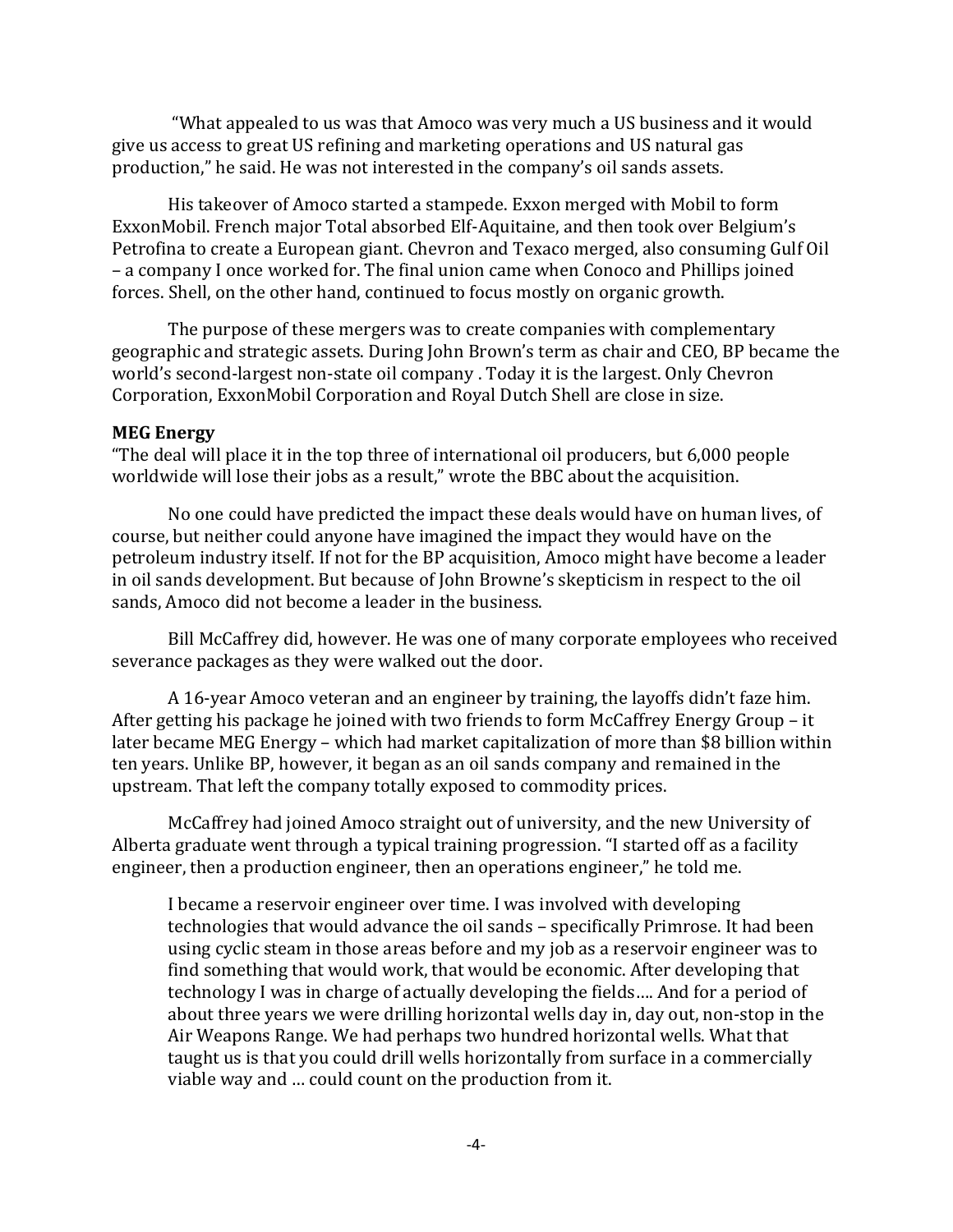"What appealed to us was that Amoco was very much a US business and it would give us access to great US refining and marketing operations and US natural gas production," he said. He was not interested in the company's oil sands assets.

His takeover of Amoco started a stampede. Exxon merged with Mobil to form ExxonMobil. French major Total absorbed Elf-Aquitaine, and then took over Belgium's Petrofina to create a European giant. Chevron and Texaco merged, also consuming Gulf Oil – a company I once worked for. The final union came when Conoco and Phillips joined forces. Shell, on the other hand, continued to focus mostly on organic growth.

The purpose of these mergers was to create companies with complementary geographic and strategic assets. During John Brown's term as chair and CEO, BP became the world's second-largest non-state oil company . Today it is the largest. Only Chevron Corporation, ExxonMobil Corporation and Royal Dutch Shell are close in size.

**MEG Energy**

"The deal will place it in the top three of international oil producers, but 6,000 people worldwide will lose their jobs as a result," wrote the BBC about the acquisition.

No one could have predicted the impact these deals would have on human lives, of course, but neither could anyone have imagined the impact they would have on the petroleum industry itself. If not for the BP acquisition, Amoco might have become a leader in oil sands development. But because of John Browne's skepticism in respect to the oil sands, Amoco did not become a leader in the business.

Bill McCaffrey did, however. He was one of many corporate employees who received severance packages as they were walked out the door.

A 16-year Amoco veteran and an engineer by training, the layoffs didn't faze him. After getting his package he joined with two friends to form McCaffrey Energy Group – it later became MEG Energy – which had market capitalization of more than $8 billion within ten years. Unlike BP, however, it began as an oil sands company and remained in the upstream. That left the company totally exposed to commodity prices.

McCaffrey had joined Amoco straight out of university, and the new University of Alberta graduate went through a typical training progression. "I started off as a facility engineer, then a production engineer, then an operations engineer," he told me.

> I became a reservoir engineer over time. I was involved with developing technologies that would advance the oil sands – specifically Primrose. It had been using cyclic steam in those areas before and my job as a reservoir engineer was to find something that would work, that would be economic. After developing that technology I was in charge of actually developing the fields…. And for a period of about three years we were drilling horizontal wells day in, day out, non-stop in the Air Weapons Range. We had perhaps two hundred horizontal wells. What that taught us is that you could drill wells horizontally from surface in a commercially viable way and … could count on the production from it.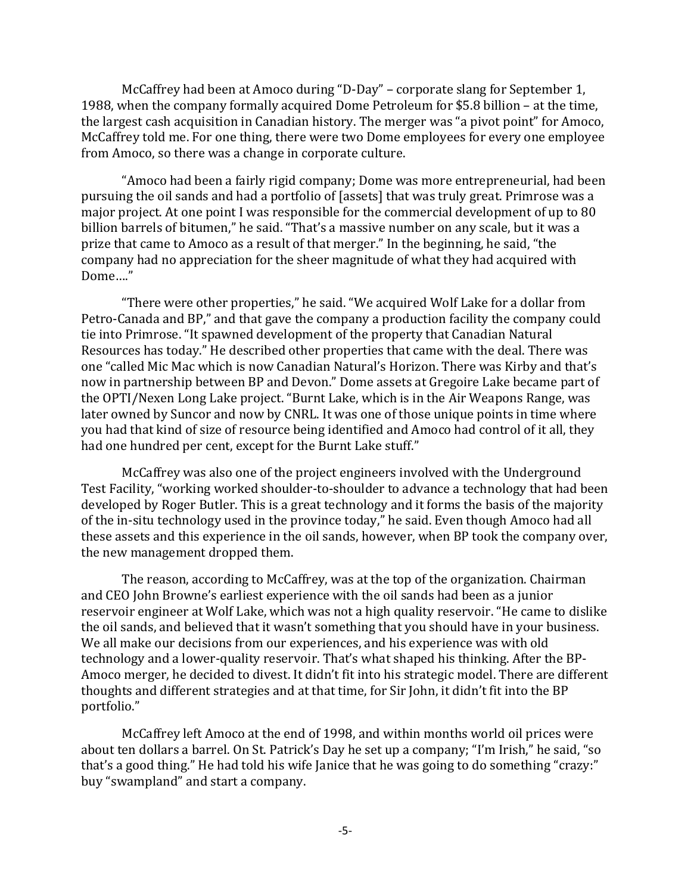McCaffrey had been at Amoco during "D-Day" – corporate slang for September 1, 1988, when the company formally acquired Dome Petroleum for $5.8 billion – at the time, the largest cash acquisition in Canadian history. The merger was "a pivot point" for Amoco, McCaffrey told me. For one thing, there were two Dome employees for every one employee from Amoco, so there was a change in corporate culture.

"Amoco had been a fairly rigid company; Dome was more entrepreneurial, had been pursuing the oil sands and had a portfolio of [assets] that was truly great. Primrose was a major project. At one point I was responsible for the commercial development of up to 80 billion barrels of bitumen," he said. "That's a massive number on any scale, but it was a prize that came to Amoco as a result of that merger." In the beginning, he said, "the company had no appreciation for the sheer magnitude of what they had acquired with Dome…."

"There were other properties," he said. "We acquired Wolf Lake for a dollar from Petro-Canada and BP," and that gave the company a production facility the company could tie into Primrose. "It spawned development of the property that Canadian Natural Resources has today." He described other properties that came with the deal. There was one "called Mic Mac which is now Canadian Natural's Horizon. There was Kirby and that's now in partnership between BP and Devon." Dome assets at Gregoire Lake became part of the OPTI/Nexen Long Lake project. "Burnt Lake, which is in the Air Weapons Range, was later owned by Suncor and now by CNRL. It was one of those unique points in time where you had that kind of size of resource being identified and Amoco had control of it all, they had one hundred per cent, except for the Burnt Lake stuff."

McCaffrey was also one of the project engineers involved with the Underground Test Facility, "working worked shoulder-to-shoulder to advance a technology that had been developed by Roger Butler. This is a great technology and it forms the basis of the majority of the in-situ technology used in the province today," he said. Even though Amoco had all these assets and this experience in the oil sands, however, when BP took the company over, the new management dropped them.

The reason, according to McCaffrey, was at the top of the organization. Chairman and CEO John Browne's earliest experience with the oil sands had been as a junior reservoir engineer at Wolf Lake, which was not a high quality reservoir. "He came to dislike the oil sands, and believed that it wasn't something that you should have in your business. We all make our decisions from our experiences, and his experience was with old technology and a lower-quality reservoir. That's what shaped his thinking. After the BP-Amoco merger, he decided to divest. It didn't fit into his strategic model. There are different thoughts and different strategies and at that time, for Sir John, it didn't fit into the BP portfolio."

McCaffrey left Amoco at the end of 1998, and within months world oil prices were about ten dollars a barrel. On St. Patrick's Day he set up a company; "I'm Irish," he said, "so that's a good thing." He had told his wife Janice that he was going to do something "crazy:" buy "swampland" and start a company.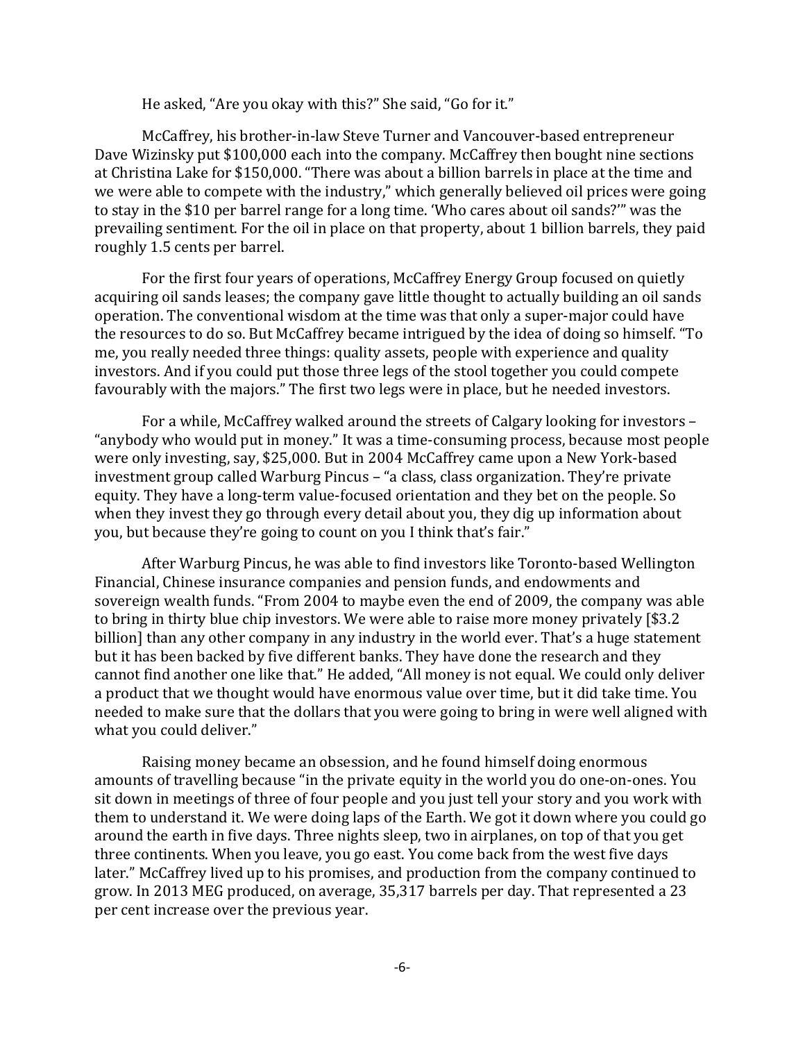He asked, "Are you okay with this?" She said, "Go for it."

McCaffrey, his brother-in-law Steve Turner and Vancouver-based entrepreneur Dave Wizinsky put $100,000 each into the company. McCaffrey then bought nine sections at Christina Lake for $150,000. "There was about a billion barrels in place at the time and we were able to compete with the industry," which generally believed oil prices were going to stay in the $10 per barrel range for a long time. 'Who cares about oil sands?'" was the prevailing sentiment. For the oil in place on that property, about 1 billion barrels, they paid roughly 1.5 cents per barrel.

For the first four years of operations, McCaffrey Energy Group focused on quietly acquiring oil sands leases; the company gave little thought to actually building an oil sands operation. The conventional wisdom at the time was that only a super-major could have the resources to do so. But McCaffrey became intrigued by the idea of doing so himself. "To me, you really needed three things: quality assets, people with experience and quality investors. And if you could put those three legs of the stool together you could compete favourably with the majors." The first two legs were in place, but he needed investors.

For a while, McCaffrey walked around the streets of Calgary looking for investors – "anybody who would put in money." It was a time-consuming process, because most people were only investing, say, $25,000. But in 2004 McCaffrey came upon a New York-based investment group called Warburg Pincus – "a class, class organization. They're private equity. They have a long-term value-focused orientation and they bet on the people. So when they invest they go through every detail about you, they dig up information about you, but because they're going to count on you I think that's fair."

After Warburg Pincus, he was able to find investors like Toronto-based Wellington Financial, Chinese insurance companies and pension funds, and endowments and sovereign wealth funds. "From 2004 to maybe even the end of 2009, the company was able to bring in thirty blue chip investors. We were able to raise more money privately [$3.2 billion] than any other company in any industry in the world ever. That's a huge statement but it has been backed by five different banks. They have done the research and they cannot find another one like that." He added, "All money is not equal. We could only deliver a product that we thought would have enormous value over time, but it did take time. You needed to make sure that the dollars that you were going to bring in were well aligned with what you could deliver."

Raising money became an obsession, and he found himself doing enormous amounts of travelling because "in the private equity in the world you do one-on-ones. You sit down in meetings of three of four people and you just tell your story and you work with them to understand it. We were doing laps of the Earth. We got it down where you could go around the earth in five days. Three nights sleep, two in airplanes, on top of that you get three continents. When you leave, you go east. You come back from the west five days later." McCaffrey lived up to his promises, and production from the company continued to grow. In 2013 MEG produced, on average, 35,317 barrels per day. That represented a 23 per cent increase over the previous year.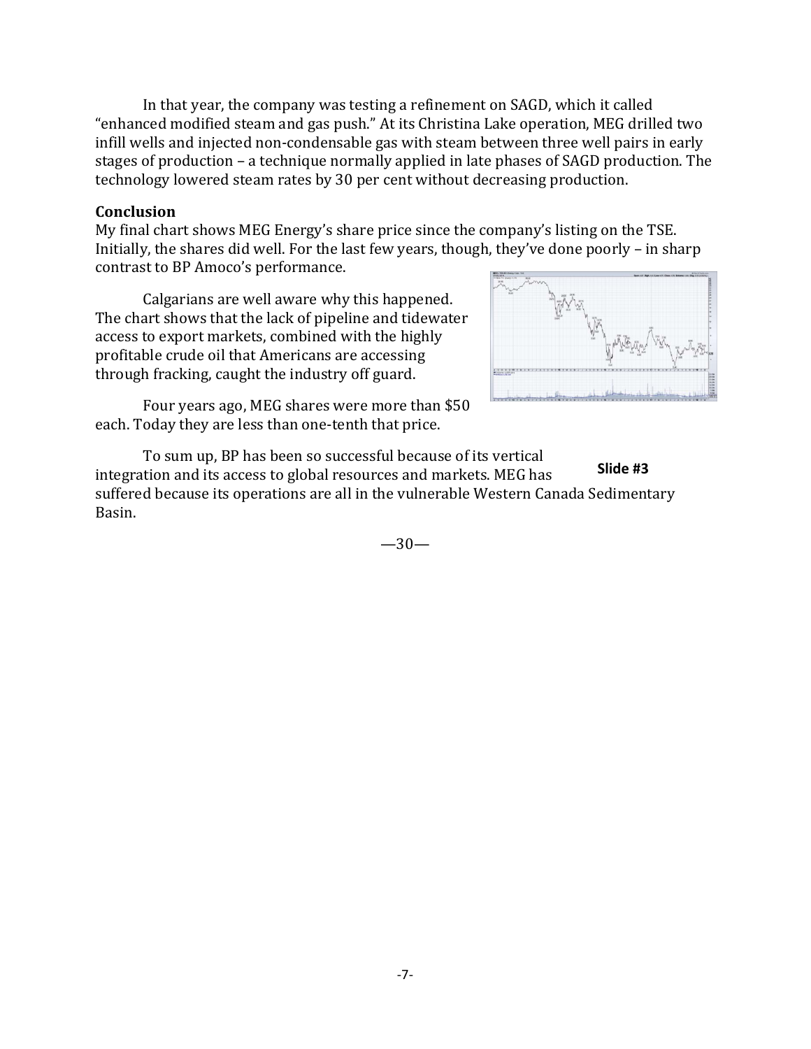In that year, the company was testing a refinement on SAGD, which it called "enhanced modified steam and gas push." At its Christina Lake operation, MEG drilled two infill wells and injected non-condensable gas with steam between three well pairs in early stages of production – a technique normally applied in late phases of SAGD production. The technology lowered steam rates by 30 per cent without decreasing production.

**Conclusion**

My final chart shows MEG Energy's share price since the company's listing on the TSE. Initially, the shares did well. For the last few years, though, they've done poorly – in sharp contrast to BP Amoco's performance.

Calgarians are well aware why this happened. The chart shows that the lack of pipeline and tidewater access to export markets, combined with the highly profitable crude oil that Americans are accessing through fracking, caught the industry off guard.

Four years ago, MEG shares were more than $50 each. Today they are less than one-tenth that price.

**Slide #3**

To sum up, BP has been so successful because of its vertical integration and its access to global resources and markets. MEG has suffered because its operations are all in the vulnerable Western Canada Sedimentary Basin.

—30—